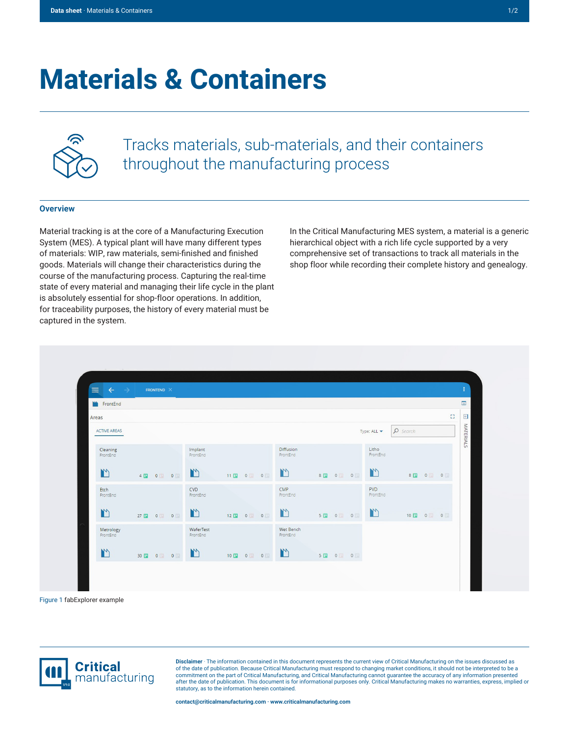# Materials & Containers

Tracks materials, sub-materials, and their containers throughout the manufacturing process

## Overview

Material tracking is at the core of a Manufacturing Execution System (MES). A typical plant will have many different types of materials: WIP, raw materials, semi-finished and finished goods. Materials will change their characteristics during the course of the manufacturing process. Capturing the real-time state of every material and managing their life cycle in the plant is absolutely essential for shop-floor operations. In addition, for traceability purposes, the history of every material must be captured in the system.

In the Critical Manufacturing MES system, a material is a generic hierarchical object with a rich life cycle supported by a very comprehensive set of transactions to track all materials in the shop floor while recording their complete history and genealogy.

Figure 1 fabExplorer example

**Disclaimer** · The information contained in this document represents the current view of Critical Manufacturing on the issues discussed as of the date of publication. Because Critical Manufacturing must respond to changing market conditions, it should not be interpreted to be a commitment on the part of Critical Manufacturing, and Critical Manufacturing cannot guarantee the accuracy of any information presented after the date of publication. This document is for informational purposes only. Critical Manufacturing makes no warranties, express, implied or statutory, as to the information herein contained.

**contact@criticalmanufacturing.com · www.criticalmanufacturing.com**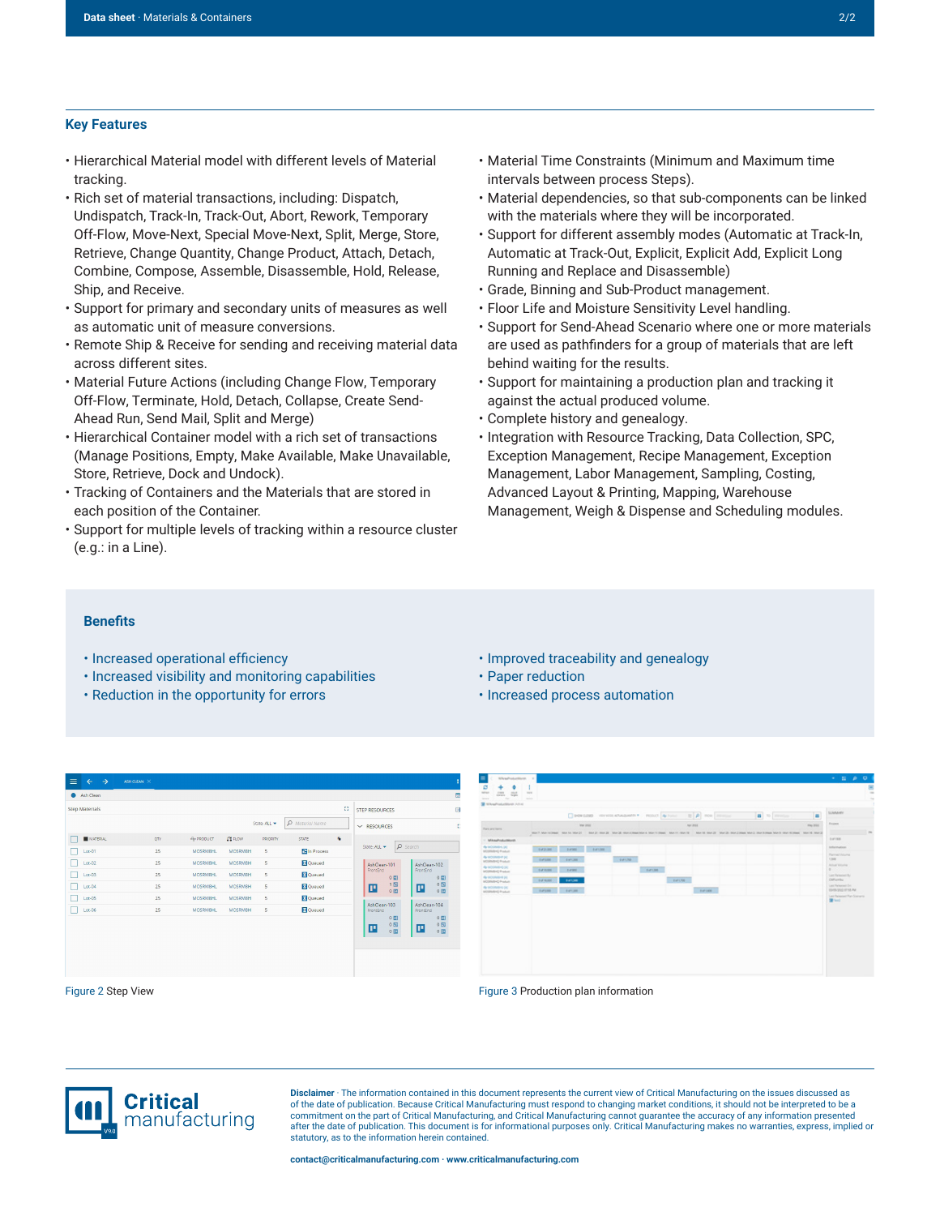## Key Features

- Hierarchical Material model with different levels of Material tracking.
- Rich set of material transactions, including: Dispatch, Undispatch, Track-In, Track-Out, Abort, Rework, Temporary Off-Flow, Move-Next, Special Move-Next, Split, Merge, Store, Retrieve, Change Quantity, Change Product, Attach, Detach, Combine, Compose, Assemble, Disassemble, Hold, Release, Ship, and Receive.
- Support for primary and secondary units of measures as well as automatic unit of measure conversions.
- Remote Ship & Receive for sending and receiving material data across different sites.
- Material Future Actions (including Change Flow, Temporary Off-Flow, Terminate, Hold, Detach, Collapse, Create Send-Ahead Run, Send Mail, Split and Merge)
- Hierarchical Container model with a rich set of transactions (Manage Positions, Empty, Make Available, Make Unavailable, Store, Retrieve, Dock and Undock).
- Tracking of Containers and the Materials that are stored in each position of the Container.
- Support for multiple levels of tracking within a resource cluster (e.g.: in a Line).
- Material Time Constraints (Minimum and Maximum time intervals between process Steps).
- Material dependencies, so that sub-components can be linked with the materials where they will be incorporated.
- Support for different assembly modes (Automatic at Track-In, Automatic at Track-Out, Explicit, Explicit Add, Explicit Long Running and Replace and Disassemble)
- Grade, Binning and Sub-Product management.
- Floor Life and Moisture Sensitivity Level handling.
- Support for Send-Ahead Scenario where one or more materials are used as pathfinders for a group of materials that are left behind waiting for the results.
- Support for maintaining a production plan and tracking it against the actual produced volume.
- Complete history and genealogy.
- Integration with Resource Tracking, Data Collection, SPC, Exception Management, Recipe Management, Exception Management, Labor Management, Sampling, Costing, Advanced Layout & Printing, Mapping, Warehouse Management, Weigh & Dispense and Scheduling modules.

## Benefits

- Increased operational efficiency
- Increased visibility and monitoring capabilities
- Reduction in the opportunity for errors
- Improved traceability and genealogy
- Paper reduction
- Increased process automation

Figure 2 Step View

Figure 3 Production plan information

**Disclaimer** · The information contained in this document represents the current view of Critical Manufacturing on the issues discussed as of the date of publication. Because Critical Manufacturing must respond to changing market conditions, it should not be interpreted to be a commitment on the part of Critical Manufacturing, and Critical Manufacturing cannot guarantee the accuracy of any information presented after the date of publication. This document is for informational purposes only. Critical Manufacturing makes no warranties, express, implied or statutory, as to the information herein contained.

**contact@criticalmanufacturing.com · www.criticalmanufacturing.com**